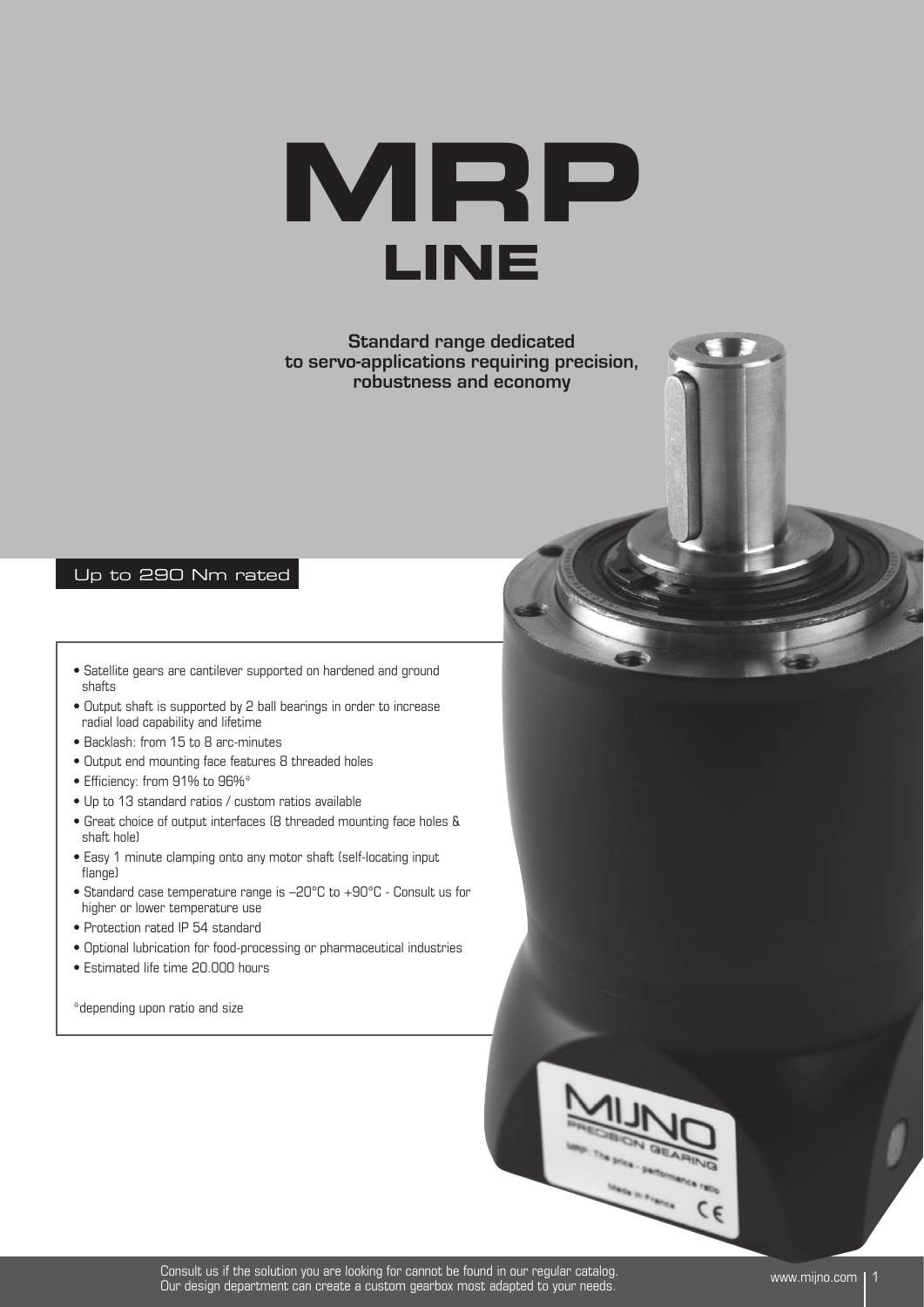# MRP LINE

**Standard range dedicated to servo-applications requiring precision, robustness and economy**

Up to 290 Nm rated

- Satellite gears are cantilever supported on hardened and ground shafts
- Output shaft is supported by 2 ball bearings in order to increase radial load capability and lifetime
- Backlash: from 15 to 8 arc-minutes
- Output end mounting face features 8 threaded holes
- Efficiency: from 91% to 96%*
- Up to 13 standard ratios / custom ratios available
- Great choice of output interfaces (8 threaded mounting face holes & shaft hole)
- Easy 1 minute clamping onto any motor shaft (self-locating input flange)
- Standard case temperature range is –20°C to +90°C - Consult us for higher or lower temperature use
- Protection rated IP 54 standard
- Optional lubrication for food-processing or pharmaceutical industries
- Estimated life time 20.000 hours

*depending upon ratio and size

Consult us if the solution you are looking for cannot be found in our regular catalog.
Our design department can create a custom gearbox most adapted to your needs.

www.mijno.com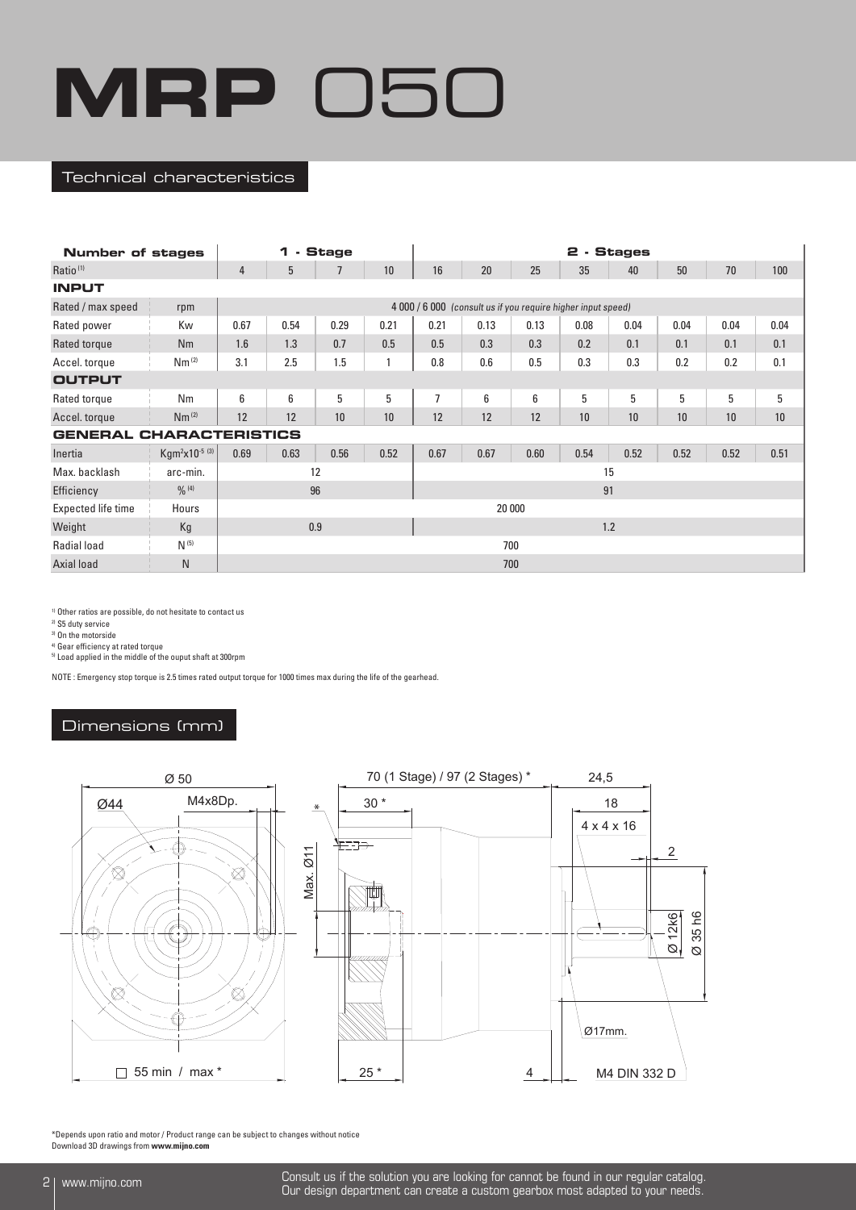# MRP 050

## Technical characteristics

| Number of stages | | 1 - Stage | | | | 2 - Stages | | | | | | | |
|---|---|---|---|---|---|---|---|---|---|---|---|---|---|
| Ratio [1] | | 4 | 5 | 7 | 10 | 16 | 20 | 25 | 35 | 40 | 50 | 70 | 100 |
| **INPUT** | | | | | | | | | | | | | |
| Rated / max speed | rpm | 4 000 / 6 000 *(consult us if you require higher input speed)* | | | | | | | | | | | |
| Rated power | Kw | 0.67 | 0.54 | 0.29 | 0.21 | 0.21 | 0.13 | 0.13 | 0.08 | 0.04 | 0.04 | 0.04 | 0.04 |
| Rated torque | Nm | 1.6 | 1.3 | 0.7 | 0.5 | 0.5 | 0.3 | 0.3 | 0.2 | 0.1 | 0.1 | 0.1 | 0.1 |
| Accel. torque | Nm [2] | 3.1 | 2.5 | 1.5 | 1 | 0.8 | 0.6 | 0.5 | 0.3 | 0.3 | 0.2 | 0.2 | 0.1 |
| **OUTPUT** | | | | | | | | | | | | | |
| Rated torque | Nm | 6 | 6 | 5 | 5 | 7 | 6 | 6 | 5 | 5 | 5 | 5 | 5 |
| Accel. torque | Nm [2] | 12 | 12 | 10 | 10 | 12 | 12 | 12 | 10 | 10 | 10 | 10 | 10 |
| **GENERAL CHARACTERISTICS** | | | | | | | | | | | | | |
| Inertia | $Kgm^2x10^{-5}$ [3] | 0.69 | 0.63 | 0.56 | 0.52 | 0.67 | 0.67 | 0.60 | 0.54 | 0.52 | 0.52 | 0.52 | 0.51 |
| Max. backlash | arc-min. | 12 | | | | 15 | | | | | | | |
| Efficiency | % [4] | 96 | | | | 91 | | | | | | | |
| Expected life time | Hours | 20 000 | | | | | | | | | | | |
| Weight | Kg | 0.9 | | | | 1.2 | | | | | | | |
| Radial load | N [5] | 700 | | | | | | | | | | | |
| Axial load | N | 700 | | | | | | | | | | | |

[1] Other ratios are possible, do not hesitate to contact us
[2] S5 duty service
[3] On the motorside
[4] Gear efficiency at rated torque
[5] Load applied in the middle of the ouput shaft at 300rpm

NOTE : Emergency stop torque is 2.5 times rated output torque for 1000 times max during the life of the gearhead.

## Dimensions (mm)

Ø 50; Ø44; M4x8Dp.; □ 55 min / max *; 70 (1 Stage) / 97 (2 Stages) *; 30 *; Max. Ø11; 25 *; 4; 24,5; 18; 4 x 4 x 16; 2; Ø 12k6; Ø 35 h6; Ø17mm.; M4 DIN 332 D

*Depends upon ratio and motor / Product range can be subject to changes without notice
Download 3D drawings from **www.mijno.com**

Consult us if the solution you are looking for cannot be found in our regular catalog.
Our design department can create a custom gearbox most adapted to your needs.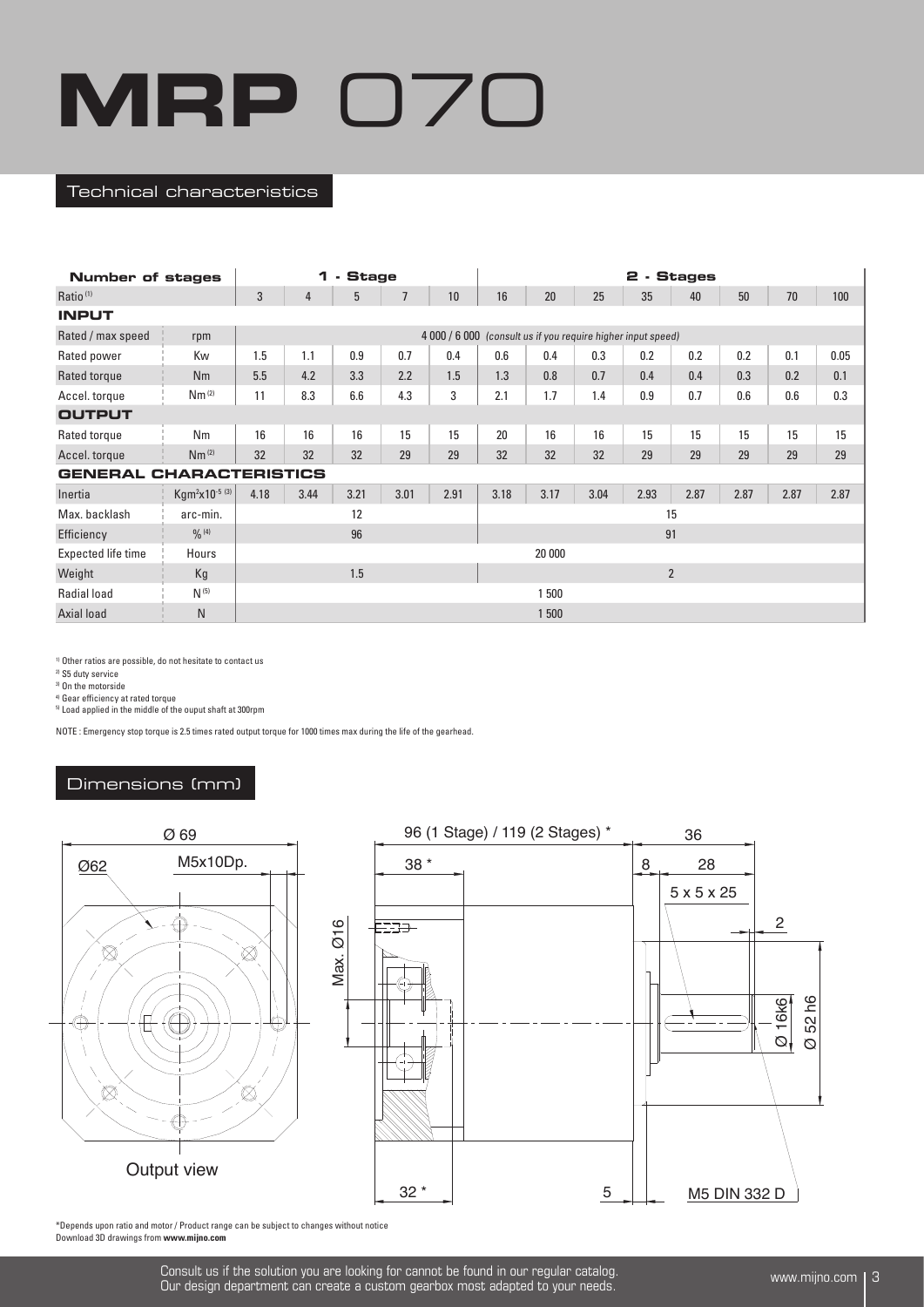# MRP 070

## Technical characteristics

| Number of stages | | 1 - Stage | | | | | 2 - Stages | | | | | | | |
|---|---|---|---|---|---|---|---|---|---|---|---|---|---|---|
| Ratio [1] | | 3 | 4 | 5 | 7 | 10 | 16 | 20 | 25 | 35 | 40 | 50 | 70 | 100 |
| **INPUT** | | | | | | | | | | | | | | |
| Rated / max speed | rpm | 4 000 / 6 000 *(consult us if you require higher input speed)* | | | | | | | | | | | | |
| Rated power | Kw | 1.5 | 1.1 | 0.9 | 0.7 | 0.4 | 0.6 | 0.4 | 0.3 | 0.2 | 0.2 | 0.2 | 0.1 | 0.05 |
| Rated torque | Nm | 5.5 | 4.2 | 3.3 | 2.2 | 1.5 | 1.3 | 0.8 | 0.7 | 0.4 | 0.4 | 0.3 | 0.2 | 0.1 |
| Accel. torque | Nm [2] | 11 | 8.3 | 6.6 | 4.3 | 3 | 2.1 | 1.7 | 1.4 | 0.9 | 0.7 | 0.6 | 0.6 | 0.3 |
| **OUTPUT** | | | | | | | | | | | | | | |
| Rated torque | Nm | 16 | 16 | 16 | 15 | 15 | 20 | 16 | 16 | 15 | 15 | 15 | 15 | 15 |
| Accel. torque | Nm [2] | 32 | 32 | 32 | 29 | 29 | 32 | 32 | 32 | 29 | 29 | 29 | 29 | 29 |
| **GENERAL CHARACTERISTICS** | | | | | | | | | | | | | | |
| Inertia | $Kgm^2x10^{-5}$ [3] | 4.18 | 3.44 | 3.21 | 3.01 | 2.91 | 3.18 | 3.17 | 3.04 | 2.93 | 2.87 | 2.87 | 2.87 | 2.87 |
| Max. backlash | arc-min. | 12 | | | | | 15 | | | | | | | |
| Efficiency | % [4] | 96 | | | | | 91 | | | | | | | |
| Expected life time | Hours | 20 000 | | | | | | | | | | | | |
| Weight | Kg | 1.5 | | | | | 2 | | | | | | | |
| Radial load | N [5] | 1 500 | | | | | | | | | | | | |
| Axial load | N | 1 500 | | | | | | | | | | | | |

[1] Other ratios are possible, do not hesitate to contact us
[2] S5 duty service
[3] On the motorside
[4] Gear efficiency at rated torque
[5] Load applied in the middle of the ouput shaft at 300rpm

NOTE : Emergency stop torque is 2.5 times rated output torque for 1000 times max during the life of the gearhead.

## Dimensions (mm)

Ø 69, Ø62, M5x10Dp., Output view

96 (1 Stage) / 119 (2 Stages) *, 38 *, Max. Ø16, 8, 28, 36, 5 x 5 x 25, 2, Ø 16k6, Ø 52 h6, 32 *, 5, M5 DIN 332 D

*Depends upon ratio and motor / Product range can be subject to changes without notice
Download 3D drawings from **www.mijno.com**

Consult us if the solution you are looking for cannot be found in our regular catalog.
Our design department can create a custom gearbox most adapted to your needs.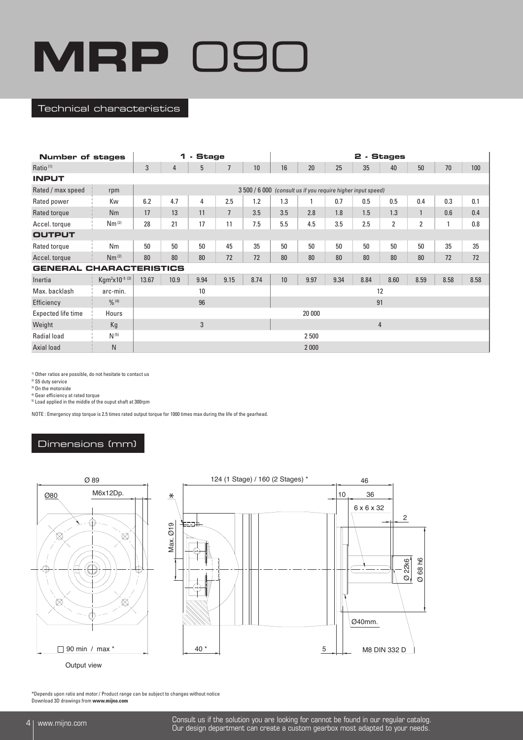# MRP 090

## Technical characteristics

| Number of stages | | 1 - Stage | | | | | 2 - Stages | | | | | | | |
|---|---|---|---|---|---|---|---|---|---|---|---|---|---|---|
| Ratio [1] | | 3 | 4 | 5 | 7 | 10 | 16 | 20 | 25 | 35 | 40 | 50 | 70 | 100 |
| **INPUT** | | | | | | | | | | | | | | |
| Rated / max speed | rpm | 3 500 / 6 000 *(consult us if you require higher input speed)* | | | | | | | | | | | | |
| Rated power | Kw | 6.2 | 4.7 | 4 | 2.5 | 1.2 | 1.3 | 1 | 0.7 | 0.5 | 0.5 | 0.4 | 0.3 | 0.1 |
| Rated torque | Nm | 17 | 13 | 11 | 7 | 3.5 | 3.5 | 2.8 | 1.8 | 1.5 | 1.3 | 1 | 0.6 | 0.4 |
| Accel. torque | Nm [2] | 28 | 21 | 17 | 11 | 7.5 | 5.5 | 4.5 | 3.5 | 2.5 | 2 | 2 | 1 | 0.8 |
| **OUTPUT** | | | | | | | | | | | | | | |
| Rated torque | Nm | 50 | 50 | 50 | 45 | 35 | 50 | 50 | 50 | 50 | 50 | 50 | 35 | 35 |
| Accel. torque | Nm [2] | 80 | 80 | 80 | 72 | 72 | 80 | 80 | 80 | 80 | 80 | 80 | 72 | 72 |
| **GENERAL CHARACTERISTICS** | | | | | | | | | | | | | | |
| Inertia | $Kgm^2x10^{-5}$ [3] | 13.67 | 10.9 | 9.94 | 9.15 | 8.74 | 10 | 9.97 | 9.34 | 8.84 | 8.60 | 8.59 | 8.58 | 8.58 |
| Max. backlash | arc-min. | 10 | | | | | 12 | | | | | | | |
| Efficiency | % [4] | 96 | | | | | 91 | | | | | | | |
| Expected life time | Hours | 20 000 | | | | | | | | | | | | |
| Weight | Kg | 3 | | | | | 4 | | | | | | | |
| Radial load | N [5] | 2 500 | | | | | | | | | | | | |
| Axial load | N | 2 000 | | | | | | | | | | | | |

1) Other ratios are possible, do not hesitate to contact us
2) S5 duty service
3) On the motorside
4) Gear efficiency at rated torque
5) Load applied in the middle of the ouput shaft at 300rpm

NOTE : Emergency stop torque is 2.5 times rated output torque for 1000 times max during the life of the gearhead.

## Dimensions (mm)

Ø 89
Ø80
M6x12Dp.
□ 90 min / max *
Output view

124 (1 Stage) / 160 (2 Stages) *
46
10
36
6 x 6 x 32
2
*
Max. Ø19
Ø 22k6
Ø 68 h6
Ø40mm.
40 *
5
M8 DIN 332 D

*Depends upon ratio and motor / Product range can be subject to changes without notice
Download 3D drawings from **www.mijno.com**

Consult us if the solution you are looking for cannot be found in our regular catalog.
Our design department can create a custom gearbox most adapted to your needs.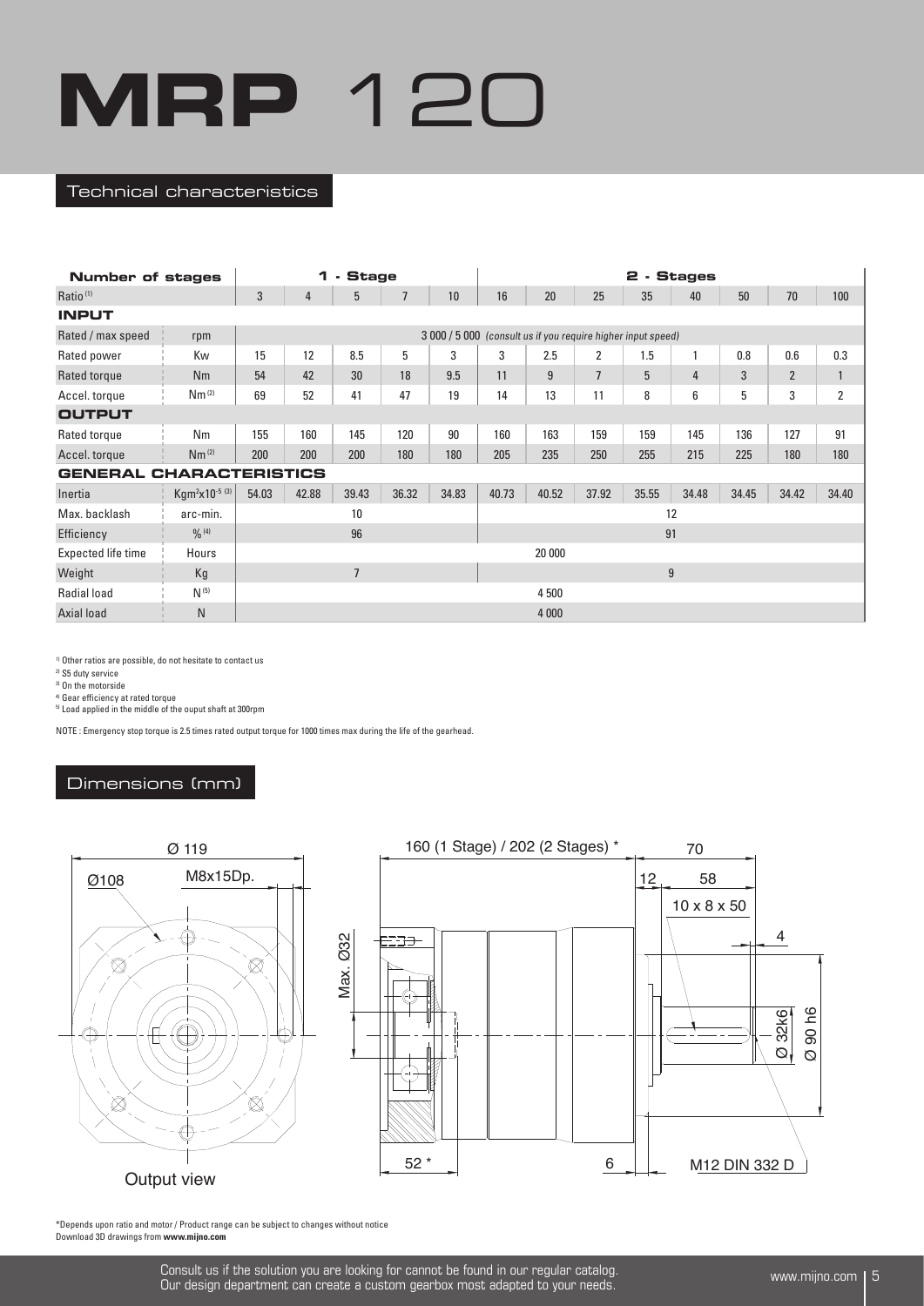# MRP 120

## Technical characteristics

| Number of stages | | 1 - Stage | | | | | 2 - Stages | | | | | | | |
|---|---|---|---|---|---|---|---|---|---|---|---|---|---|---|
| Ratio [1] | | 3 | 4 | 5 | 7 | 10 | 16 | 20 | 25 | 35 | 40 | 50 | 70 | 100 |
| **INPUT** | | | | | | | | | | | | | | |
| Rated / max speed | rpm | 3 000 / 5 000 *(consult us if you require higher input speed)* | | | | | | | | | | | | |
| Rated power | Kw | 15 | 12 | 8.5 | 5 | 3 | 3 | 2.5 | 2 | 1.5 | 1 | 0.8 | 0.6 | 0.3 |
| Rated torque | Nm | 54 | 42 | 30 | 18 | 9.5 | 11 | 9 | 7 | 5 | 4 | 3 | 2 | 1 |
| Accel. torque | Nm [2] | 69 | 52 | 41 | 47 | 19 | 14 | 13 | 11 | 8 | 6 | 5 | 3 | 2 |
| **OUTPUT** | | | | | | | | | | | | | | |
| Rated torque | Nm | 155 | 160 | 145 | 120 | 90 | 160 | 163 | 159 | 159 | 145 | 136 | 127 | 91 |
| Accel. torque | Nm [2] | 200 | 200 | 200 | 180 | 180 | 205 | 235 | 250 | 255 | 215 | 225 | 180 | 180 |
| **GENERAL CHARACTERISTICS** | | | | | | | | | | | | | | |
| Inertia | $Kgm^2x10^{-5}$ [3] | 54.03 | 42.88 | 39.43 | 36.32 | 34.83 | 40.73 | 40.52 | 37.92 | 35.55 | 34.48 | 34.45 | 34.42 | 34.40 |
| Max. backlash | arc-min. | 10 | | | | | 12 | | | | | | | |
| Efficiency | % [4] | 96 | | | | | 91 | | | | | | | |
| Expected life time | Hours | 20 000 | | | | | | | | | | | | |
| Weight | Kg | 7 | | | | | 9 | | | | | | | |
| Radial load | N [5] | 4 500 | | | | | | | | | | | | |
| Axial load | N | 4 000 | | | | | | | | | | | | |

1) Other ratios are possible, do not hesitate to contact us
2) S5 duty service
3) On the motorside
4) Gear efficiency at rated torque
5) Load applied in the middle of the ouput shaft at 300rpm

NOTE : Emergency stop torque is 2.5 times rated output torque for 1000 times max during the life of the gearhead.

## Dimensions (mm)

Ø 119, Ø108, M8x15Dp.

Output view

160 (1 Stage) / 202 (2 Stages) *, 70, 12, 58, 10 x 8 x 50, 4, Max. Ø32, Ø 32k6, Ø 90 h6, 52 *, 6, M12 DIN 332 D

*Depends upon ratio and motor / Product range can be subject to changes without notice
Download 3D drawings from **www.mijno.com**

Consult us if the solution you are looking for cannot be found in our regular catalog.
Our design department can create a custom gearbox most adapted to your needs.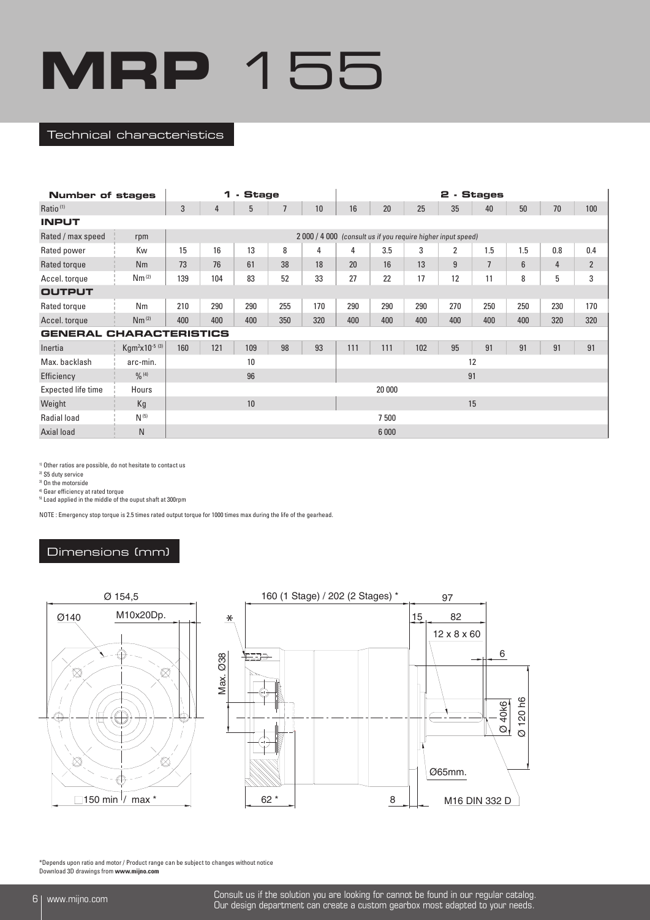# MRP 155

## Technical characteristics

| Number of stages | | 1 - Stage | | | | | 2 - Stages | | | | | | | |
|---|---|---|---|---|---|---|---|---|---|---|---|---|---|---|
| Ratio [1] | | 3 | 4 | 5 | 7 | 10 | 16 | 20 | 25 | 35 | 40 | 50 | 70 | 100 |
| **INPUT** | | | | | | | | | | | | | | |
| Rated / max speed | rpm | 2 000 / 4 000 *(consult us if you require higher input speed)* | | | | | | | | | | | | |
| Rated power | Kw | 15 | 16 | 13 | 8 | 4 | 4 | 3.5 | 3 | 2 | 1.5 | 1.5 | 0.8 | 0.4 |
| Rated torque | Nm | 73 | 76 | 61 | 38 | 18 | 20 | 16 | 13 | 9 | 7 | 6 | 4 | 2 |
| Accel. torque | Nm [2] | 139 | 104 | 83 | 52 | 33 | 27 | 22 | 17 | 12 | 11 | 8 | 5 | 3 |
| **OUTPUT** | | | | | | | | | | | | | | |
| Rated torque | Nm | 210 | 290 | 290 | 255 | 170 | 290 | 290 | 290 | 270 | 250 | 250 | 230 | 170 |
| Accel. torque | Nm [2] | 400 | 400 | 400 | 350 | 320 | 400 | 400 | 400 | 400 | 400 | 400 | 320 | 320 |
| **GENERAL CHARACTERISTICS** | | | | | | | | | | | | | | |
| Inertia | $Kgm^2x10^{-5}$ [3] | 160 | 121 | 109 | 98 | 93 | 111 | 111 | 102 | 95 | 91 | 91 | 91 | 91 |
| Max. backlash | arc-min. | 10 | | | | | 12 | | | | | | | |
| Efficiency | % [4] | 96 | | | | | 91 | | | | | | | |
| Expected life time | Hours | 20 000 | | | | | | | | | | | | |
| Weight | Kg | 10 | | | | | 15 | | | | | | | |
| Radial load | N [5] | 7 500 | | | | | | | | | | | | |
| Axial load | N | 6 000 | | | | | | | | | | | | |

[1] Other ratios are possible, do not hesitate to contact us
[2] S5 duty service
[3] On the motorside
[4] Gear efficiency at rated torque
[5] Load applied in the middle of the ouput shaft at 300rpm

NOTE : Emergency stop torque is 2.5 times rated output torque for 1000 times max during the life of the gearhead.

## Dimensions (mm)

Ø 154,5
Ø140
M10x20Dp.
150 min / max *
160 (1 Stage) / 202 (2 Stages) *
97
15
82
12 x 8 x 60
6
Max. Ø38
Ø 40k6
Ø 120 h6
Ø65mm.
62 *
8
M16 DIN 332 D

*Depends upon ratio and motor / Product range can be subject to changes without notice
Download 3D drawings from **www.mijno.com**

Consult us if the solution you are looking for cannot be found in our regular catalog.
Our design department can create a custom gearbox most adapted to your needs.